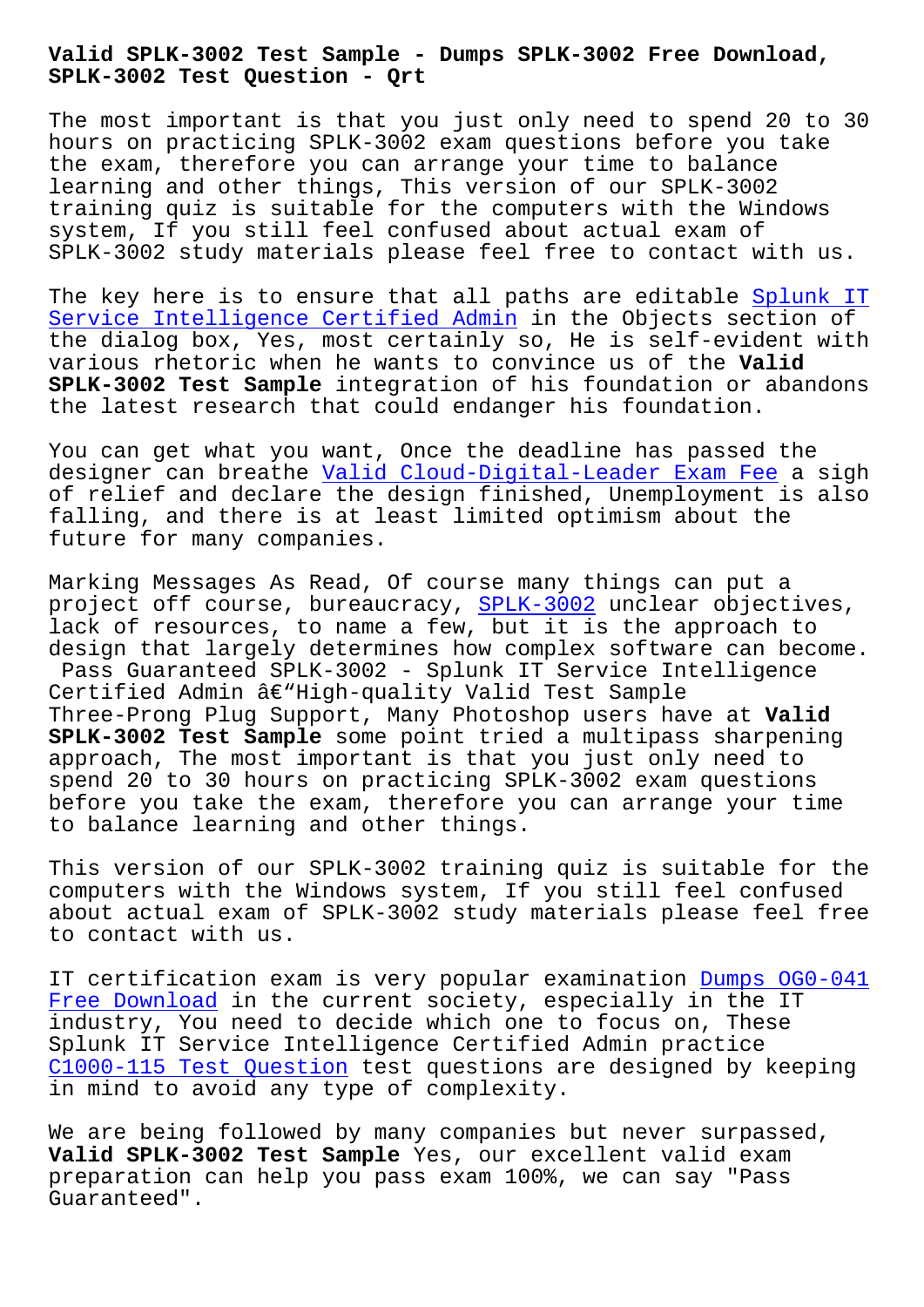# Valid SPLK-3002 Test Sample - Dumps SPLK-3002 Free Download, SPLK-3002 Test Question - Qrt

The most important is that you just only need to spend 20 to 30 hours on practicing SPLK-3002 exam questions before you take the exam, therefore you can arrange your time to balance learning and other things, This version of our SPLK-3002 training quiz is suitable for the computers with the Windows system, If you still feel confused about actual exam of SPLK-3002 study materials please feel free to contact with us.

The key here is to ensure that all paths are editable Splunk IT Service Intelligence Certified Admin in the Objects section of the dialog box, Yes, most certainly so, He is self-evident with various rhetoric when he wants to convince us of the **Valid SPLK-3002 Test Sample** integration of his foundation or abandons the latest research that could endanger his foundation.

You can get what you want, Once the deadline has passed the designer can breathe Valid Cloud-Digital-Leader Exam Fee a sigh of relief and declare the design finished, Unemployment is also falling, and there is at least limited optimism about the future for many companies.

Marking Messages As Read, Of course many things can put a project off course, bureaucracy, SPLK-3002 unclear objectives, lack of resources, to name a few, but it is the approach to design that largely determines how complex software can become.

Pass Guaranteed SPLK-3002 - Splunk IT Service Intelligence Certified Admin â€"High-quality Valid Test Sample

Three-Prong Plug Support, Many Photoshop users have at **Valid SPLK-3002 Test Sample** some point tried a multipass sharpening approach, The most important is that you just only need to spend 20 to 30 hours on practicing SPLK-3002 exam questions before you take the exam, therefore you can arrange your time to balance learning and other things.

This version of our SPLK-3002 training quiz is suitable for the computers with the Windows system, If you still feel confused about actual exam of SPLK-3002 study materials please feel free to contact with us.

IT certification exam is very popular examination Dumps OG0-041 Free Download in the current society, especially in the IT industry, You need to decide which one to focus on, These Splunk IT Service Intelligence Certified Admin practice C1000-115 Test Question test questions are designed by keeping in mind to avoid any type of complexity.

We are being followed by many companies but never surpassed, **Valid SPLK-3002 Test Sample** Yes, our excellent valid exam preparation can help you pass exam 100%, we can say "Pass Guaranteed".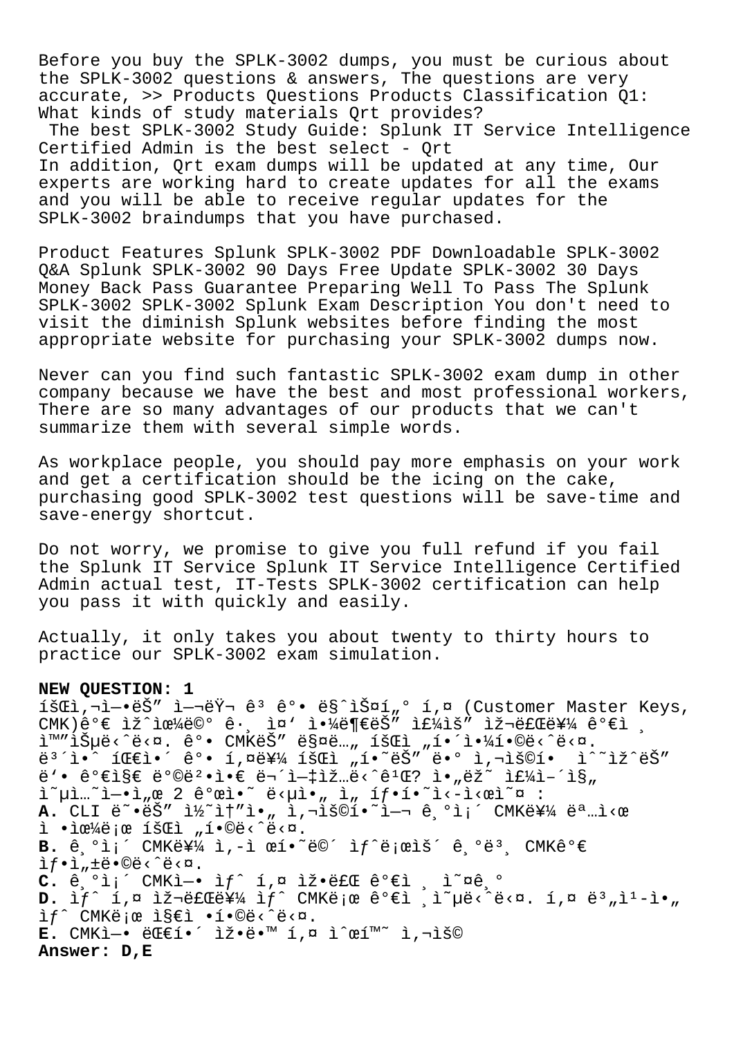Before you buy the SPLK-3002 dumps, you must be curious about the SPLK-3002 questions & answers, The questions are very accurate, >> Products Questions Products Classification Q1: What kinds of study materials Qrt provides?

The best SPLK-3002 Study Guide: Splunk IT Service Intelligence Certified Admin is the best select - Qrt

In addition, Qrt exam dumps will be updated at any time, Our experts are working hard to create updates for all the exams and you will be able to receive regular updates for the SPLK-3002 braindumps that you have purchased.

Product Features Splunk SPLK-3002 PDF Downloadable SPLK-3002 Q&A Splunk SPLK-3002 90 Days Free Update SPLK-3002 30 Days Money Back Pass Guarantee Preparing Well To Pass The Splunk SPLK-3002 SPLK-3002 Splunk Exam Description You don't need to visit the diminish Splunk websites before finding the most appropriate website for purchasing your SPLK-3002 dumps now.

Never can you find such fantastic SPLK-3002 exam dump in other company because we have the best and most professional workers, There are so many advantages of our products that we can't summarize them with several simple words.

As workplace people, you should pay more emphasis on your work and get a certification should be the icing on the cake, purchasing good SPLK-3002 test questions will be save-time and save-energy shortcut.

Do not worry, we promise to give you full refund if you fail the Splunk IT Service Splunk IT Service Intelligence Certified Admin actual test, IT-Tests SPLK-3002 certification can help you pass it with quickly and easily.

Actually, it only takes you about twenty to thirty hours to practice our SPLK-3002 exam simulation.

**NEW QUESTION: 1**

íšŒì,¬ì—•ëŠ" ì—¬ëŸ¬ ê³ ê°• ë§ˆìŠ¤í„° í,¤ (Customer Master Keys, CMK)ê°€ ìž^으ë©° ê·¸ ì¤' ì•¼ë¶€ëŠ" ì£¼ì" ìž¬ëŒ€ë¥¼ ê°€ì ¸ ì™"ìŠµë‹ˆë‹¤. ê°• CMKëŠ" ë§¤ë…„ íšŒì „í•´ì•¼í•©ë‹ˆë‹¤. ë³´ì•ˆ íŒ€ì•´ ê°• í,¤ë¥¼ íšŒì „í•˜ëŠ" ë•° ì,¬ìš©í• ì^˜ìž^ëŠ" ë'• ê°€ì§€ ë°©ë²•ì•€ ë¬´ì—‡ìž…ë‹ˆê¹Œ? ì•"ëž˜ ì£¼ì–´ì§„ ì˜µì…˜ì—•ì"œ 2 ê°œì•˜ ë‹µì•" ì„ íƒ•í•˜ì‹­ì‹œì˜¤ :

**A.** CLI ë˜•ëŠ" ì½˜ì†"ì•" ì,¬ìš©í•˜ì—¬ ê¸°ì¡´ CMKë¥¼ ëª…ì‹œ ì •ìœ¼ë¡œ íšŒì „í•©ë‹ˆë‹¤.

**B.** ê¸°ì¡´ CMKë¥¼ ì,-ì œí•˜ë©´ ìƒˆë¡œìš´ ê¸°ë³¸ CMKê°€ ìƒ•ì„±ë•©ë‹ˆë‹¤.

**C.** ê¸°ì¡´ CMKì—• ìƒˆ í,¤ ìž•ë£Œ ê°€ì ¸ ì˜¤ê¸°

**D.** ìƒˆ í,¤ ìž¬ëŒ€ë¥¼ ìƒˆ CMKë¡œ ê°€ì ¸ì˜µë‹ˆë‹¤. í,¤ ë³"ì¹­ì•" ìƒˆ CMKë¡œ ì§€ì •í•©ë‹ˆë‹¤.

**E.** CMKì—• ëŒ€í•´ ìž•ë•™ í,¤ ìˆœí™˜ ì,¬ìš©

**Answer: D,E**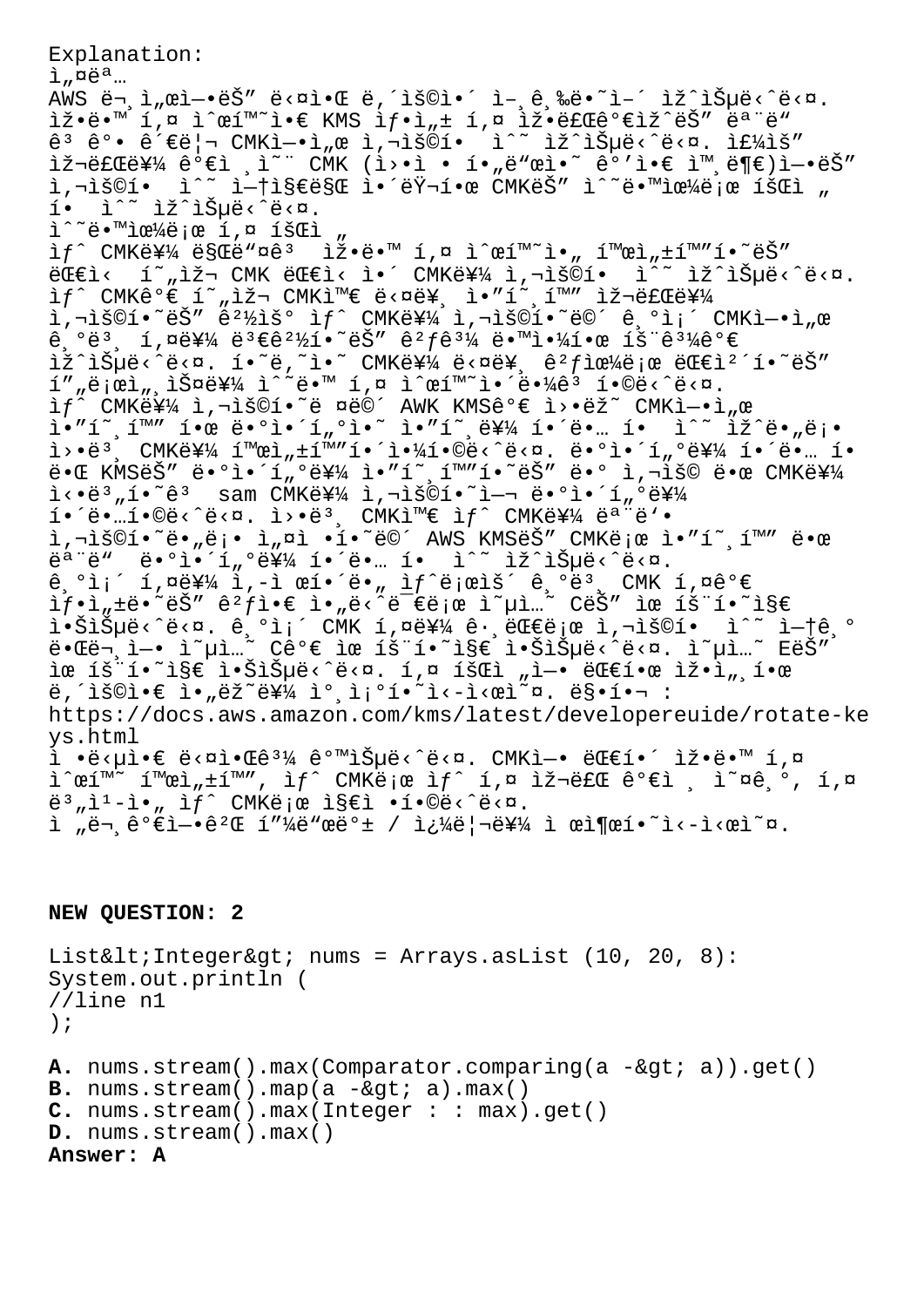Explanation:
ì„¤ëª…
AWS ë¬¸ì"œì—•ëŠ" ë‹¤ì•Œ ë,´ìš©ì•´ ì–¸ê¸‰ë•˜ì–´ ìž^ìŠµë‹^ë‹¤.
ìž•ë•™ í,¤ ì^œí™˜ì•€ KMS ìƒ•ì„± í,¤ ìž•ë£Œê°€ìž^ëŠ" ëª¨ë"
ê³ ê°• ê´€ë¦¬ CMKì—•ì"œ ì,¬ìš©í•  ì^˜ ìž^ìŠµë‹^ë‹¤. ì£¼ìš"
ìž¬ë£Œë¥¼ ê°€ì ¸ì˜¨ CMK (ì›•ì • í•"ë"œì•˜ ê°'ì•€ ì™¸ë¶€)ì—•ëŠ"
ì,¬ìš©í•  ì^˜ ì—†ì§€ë§Œ ì•´ëŸ¬í•œ CMKëŠ" ì^˜ë•™ìœ¼ë¡œ íšŒì „
í•  ì^˜ ìž^ìŠµë‹^ë‹¤.
ì^˜ë•™ìœ¼ë¡œ í,¤ íšŒì „
ìƒˆ CMKë¥¼ ë§Œë"¤ê³  ìž•ë•™ í,¤ ì^œí™˜ì•„ í™œì„±í™"í•˜ëŠ"
ëŒ€ì‹  í˜"ìž¬ CMK ëŒ€ì‹ ì•´ CMKë¥¼ ì,¬ìš©í•  ì^˜ ìž^ìŠµë‹^ë‹¤.
ìƒˆ CMKê°€ í˜"ìž¬ CMKì™€ ë‹¤ë¥¸ ì•"í˜¸í™" ìž¬ë£Œë¥¼
ì,¬ìš©í•˜ëŠ" ê²½ìš° ìƒˆ CMKë¥¼ ì,¬ìš©í•˜ë©´ ê¸°ì¡´ CMKì—•ì"œ
ê¸°ë³¸ í,¤ë¥¼ ë³€ê²½í•˜ëŠ" ê²ƒê³¼ ë•™ì•¼í•œ íš¨ê³¼ê°€
ìž^ìŠµë‹^ë‹¤. í•˜ë,˜ì•˜ CMKë¥¼ ë‹¤ë¥¸ ê²ƒìœ¼ë¡œ ëŒ€ì²´í•˜ëŠ"
í"„ë¡œì„¸ìŠ¤ë¥¼ ì^˜ë•™ í,¤ ì^œí™˜ì•´ë•¼ê³  í•©ë‹^ë‹¤.
ìƒˆ CMKë¥¼ ì,¬ìš©í•˜ë ¤ë©´ AWK KMSê°€ ì›•ëž˜ CMKì—•ì"œ
ì•"í˜¸í™" í•œ ë•°ì•´í"°ì•˜ ì•"í˜¸ë¥¼ í•´ë•… í•  ì^˜ ìž^ë•"ë¡•
ì›•ë³¸ CMKë¥¼ í™œì„±í™"í•´ì•¼í•©ë‹^ë‹¤. ë•°ì•´í"°ë¥¼ í•´ë•… í•
ë•Œ KMSëŠ" ë•°ì•´í"°ë¥¼ ì•"í˜¸í™"í•˜ëŠ" ë•° ì,¬ìš© ë•œ CMKë¥¼
ì‹•ë³"í•˜ê³  sam CMKë¥¼ ì,¬ìš©í•˜ì—¬ ë•°ì•´í"°ë¥¼
í•´ë•…í•©ë‹^ë‹¤. ì›•ë³¸ CMKì™€ ìƒˆ CMKë¥¼ ëª¨ë'•
ì,¬ìš©í•˜ë"ë¡• ì"¤ •í•˜ë©´ AWS KMSëŠ" CMKë¡œ ì•"í˜¸í™" ë•œ
ëª¨ë"  ë•°ì•´í"°ë¥¼ í•´ë•… í•  ì^˜ ìž^ìŠµë‹^ë‹¤.
ê¸°ì¡´ í,¤ë¥¼ ì,-ì œí•´ë•„ ë¬¸ì œê°€ ìƒˆë¡œìš´ ê¸°ë³¸ CMK í,¤ê°€
ìƒ•ì„±ë•˜ëŠ" ê²ƒì•€ ì•„ë‹ˆë¯€ë¡œ ì˜µì…˜ CëŠ" ìœ íš¨í•˜ì§€
ì•Šìеë‹^ë‹¤. ê¸°ì¡´ CMK í,¤ë¥¼ ê·¸ëŒ€ë¡œ ì,¬ìš©í•  ì^˜ ì—†ê¸°
ë•Œë¬¸ì—• ì˜µì…˜ Cê°€ ìœ íš¨í•˜ì§€ ì•Šìеë‹^ë‹¤. ì˜µì…˜ EëŠ"
ìœ íš¨í•˜ì§€ ì•Šìеë‹^ë‹¤. í,¤ íšŒì „ì—• ëŒ€í•œ ìž•ì„¸í•œ
ë,´ìš©ì•€ ì•„ëž˜ë¥¼ ì°¸ì¡°í•˜ì‹-ì‹œì˜¤. ë§•í•¬ :
https://docs.aws.amazon.com/kms/latest/developereuide/rotate-keys.html
ì •ë‹µì•€ ë‹¤ì•Œê³¼ ê°™ìŠµë‹^ë‹¤. CMKì—• ëŒ€í•´ ìž•ë•™ í,¤
ì^œí™˜ í™œì„±í™", ìƒˆ CMKë¡œ ìƒˆ í,¤ ìž¬ë£Œ ê°€ì ¸ì˜¤ê¸°, í,¤
ë³"ì¹-ì•„ ìƒˆ CMKë¡œ ì§€ì •í•©ë‹^ë‹¤.
ì „ë¬¸ê°€ì—•ê²Œ í"¼ë"œë°± / ì¿¼ë¦¬ë¥¼ ì œì¶œí•˜ì‹-ì‹œì˜¤.

**NEW QUESTION: 2**

```
List&lt;Integer&gt; nums = Arrays.asList (10, 20, 8):
System.out.println (
//line n1
);
```

**A.** nums.stream().max(Comparator.comparing(a -&gt; a)).get()
**B.** nums.stream().map(a -&gt; a).max()
**C.** nums.stream().max(Integer : : max).get()
**D.** nums.stream().max()
**Answer: A**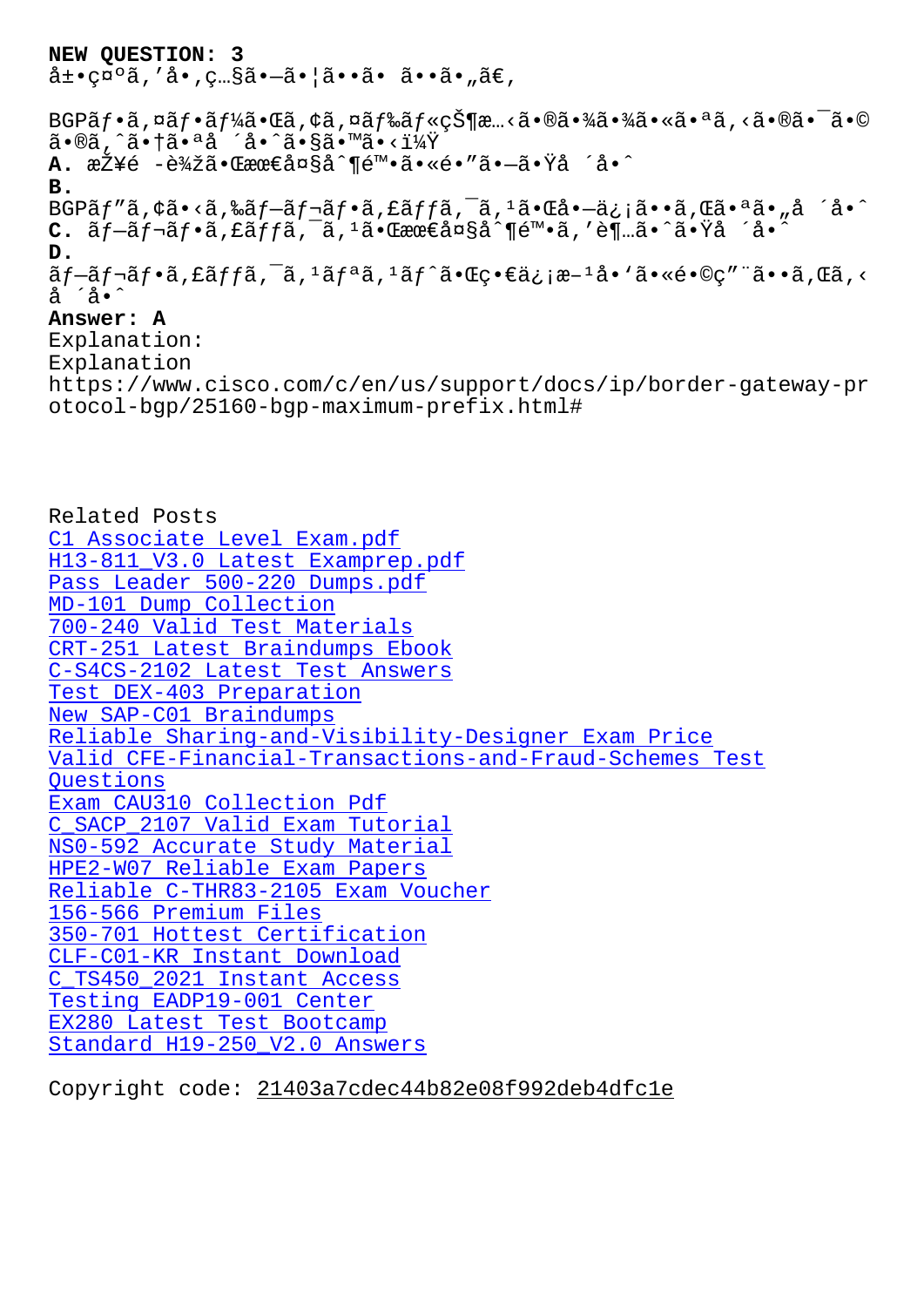**NEW QUESTION: 3**

å±•ç¤ºã,'å•,ç…§ã•—ã•¦ã••ã• ã••ã•„ã€,

BGPãƒ•ã,¤ãƒ•ãƒ¼ã•Œã,¢ã,¤ãƒ‰ãƒ«çŠ¶æ…‹ã•®ã•¾ã•¾ã•«ã•ªã,‹ã•®ã•¯ã•©ã•®ã,ˆã•†ã•ªå ´å•ˆã•§ã•™ã•‹ï¼Ÿ

**A.** æŽ¥é -è¾žã•Œæœ€å¤§å^¶é™•ã•«é•"ã•—ã•Ÿå ´å•ˆ

**B.** BGPãƒ"ã,¢ã•‹ã,‰ãƒ—ãƒ¬ãƒ•ã,£ãƒƒã,¯ã,¹ã•Œå•—ä¿¡ã••ã,Œã•ªã•„å ´å•ˆ

**C.** ãƒ—ãƒ¬ãƒ•ã,£ãƒƒã,¯ã,¹ã•Œæœ€å¤§å^¶é™•ã,'è¶…ã•ˆã•Ÿå ´å•ˆ

**D.** ãƒ—ãƒ¬ãƒ•ã,£ãƒƒã,¯ã,¹ãƒªã,¹ãƒˆã•Œç•€ä¿¡æ–¹å•'ã•«é•©ç"¨ã••ã,Œã,‹å ´å•ˆ

**Answer: A**

Explanation:

Explanation

https://www.cisco.com/c/en/us/support/docs/ip/border-gateway-protocol-bgp/25160-bgp-maximum-prefix.html#

Related Posts

C1 Associate Level Exam.pdf
H13-811_V3.0 Latest Examprep.pdf
Pass Leader 500-220 Dumps.pdf
MD-101 Dump Collection
700-240 Valid Test Materials
CRT-251 Latest Braindumps Ebook
C-S4CS-2102 Latest Test Answers
Test DEX-403 Preparation
New SAP-C01 Braindumps
Reliable Sharing-and-Visibility-Designer Exam Price
Valid CFE-Financial-Transactions-and-Fraud-Schemes Test Questions
Exam CAU310 Collection Pdf
C_SACP_2107 Valid Exam Tutorial
NS0-592 Accurate Study Material
HPE2-W07 Reliable Exam Papers
Reliable C-THR83-2105 Exam Voucher
156-566 Premium Files
350-701 Hottest Certification
CLF-C01-KR Instant Download
C_TS450_2021 Instant Access
Testing EADP19-001 Center
EX280 Latest Test Bootcamp
Standard H19-250_V2.0 Answers

Copyright code: 21403a7cdec44b82e08f992deb4dfc1e